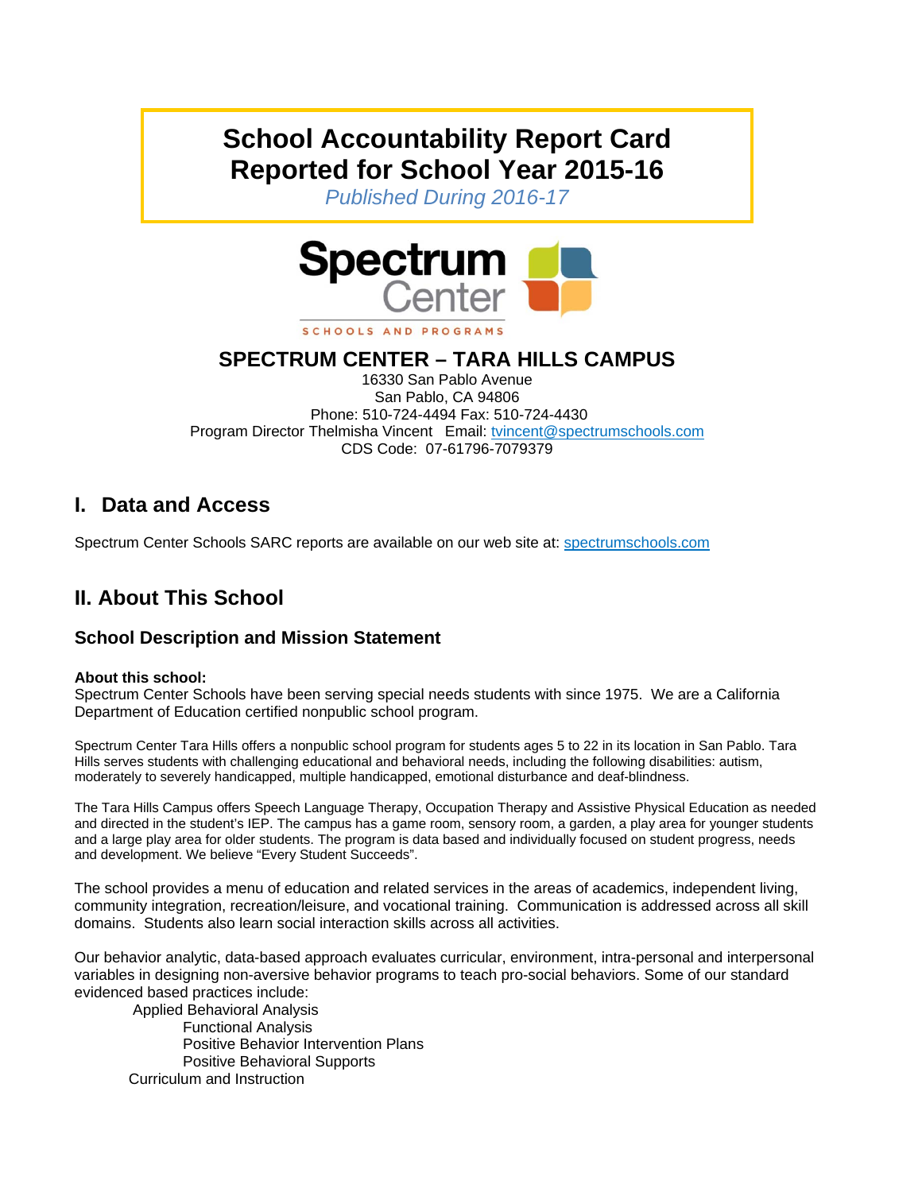# School Accountability Report Card
# Reported for School Year 2015-16

*Published During 2016-17*

Spectrum Center

SCHOOLS AND PROGRAMS

## SPECTRUM CENTER – TARA HILLS CAMPUS

16330 San Pablo Avenue
San Pablo, CA 94806
Phone: 510-724-4494 Fax: 510-724-4430
Program Director Thelmisha Vincent Email: tvincent@spectrumschools.com
CDS Code: 07-61796-7079379

## I. Data and Access

Spectrum Center Schools SARC reports are available on our web site at: spectrumschools.com

## II. About This School

### School Description and Mission Statement

**About this school:**
Spectrum Center Schools have been serving special needs students with since 1975. We are a California Department of Education certified nonpublic school program.

Spectrum Center Tara Hills offers a nonpublic school program for students ages 5 to 22 in its location in San Pablo. Tara Hills serves students with challenging educational and behavioral needs, including the following disabilities: autism, moderately to severely handicapped, multiple handicapped, emotional disturbance and deaf-blindness.

The Tara Hills Campus offers Speech Language Therapy, Occupation Therapy and Assistive Physical Education as needed and directed in the student's IEP. The campus has a game room, sensory room, a garden, a play area for younger students and a large play area for older students. The program is data based and individually focused on student progress, needs and development. We believe "Every Student Succeeds".

The school provides a menu of education and related services in the areas of academics, independent living, community integration, recreation/leisure, and vocational training. Communication is addressed across all skill domains. Students also learn social interaction skills across all activities.

Our behavior analytic, data-based approach evaluates curricular, environment, intra-personal and interpersonal variables in designing non-aversive behavior programs to teach pro-social behaviors. Some of our standard evidenced based practices include:

- Applied Behavioral Analysis
  - Functional Analysis
  - Positive Behavior Intervention Plans
  - Positive Behavioral Supports
- Curriculum and Instruction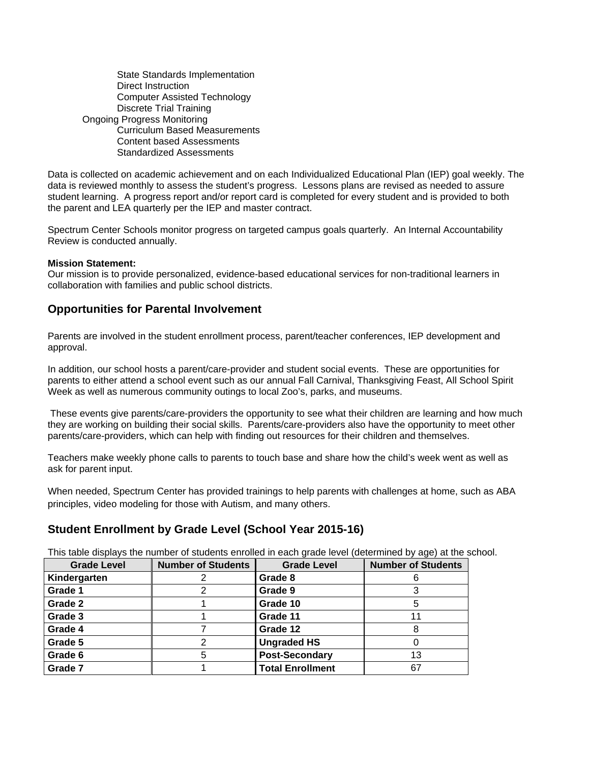- State Standards Implementation
- Direct Instruction
- Computer Assisted Technology
- Discrete Trial Training

Ongoing Progress Monitoring

- Curriculum Based Measurements
- Content based Assessments
- Standardized Assessments

Data is collected on academic achievement and on each Individualized Educational Plan (IEP) goal weekly. The data is reviewed monthly to assess the student's progress. Lessons plans are revised as needed to assure student learning. A progress report and/or report card is completed for every student and is provided to both the parent and LEA quarterly per the IEP and master contract.

Spectrum Center Schools monitor progress on targeted campus goals quarterly. An Internal Accountability Review is conducted annually.

**Mission Statement:**
Our mission is to provide personalized, evidence-based educational services for non-traditional learners in collaboration with families and public school districts.

## Opportunities for Parental Involvement

Parents are involved in the student enrollment process, parent/teacher conferences, IEP development and approval.

In addition, our school hosts a parent/care-provider and student social events. These are opportunities for parents to either attend a school event such as our annual Fall Carnival, Thanksgiving Feast, All School Spirit Week as well as numerous community outings to local Zoo's, parks, and museums.

These events give parents/care-providers the opportunity to see what their children are learning and how much they are working on building their social skills. Parents/care-providers also have the opportunity to meet other parents/care-providers, which can help with finding out resources for their children and themselves.

Teachers make weekly phone calls to parents to touch base and share how the child's week went as well as ask for parent input.

When needed, Spectrum Center has provided trainings to help parents with challenges at home, such as ABA principles, video modeling for those with Autism, and many others.

## Student Enrollment by Grade Level (School Year 2015-16)

This table displays the number of students enrolled in each grade level (determined by age) at the school.

| Grade Level | Number of Students | Grade Level | Number of Students |
|---|---|---|---|
| **Kindergarten** | 2 | **Grade 8** | 6 |
| **Grade 1** | 2 | **Grade 9** | 3 |
| **Grade 2** | 1 | **Grade 10** | 5 |
| **Grade 3** | 1 | **Grade 11** | 11 |
| **Grade 4** | 7 | **Grade 12** | 8 |
| **Grade 5** | 2 | **Ungraded HS** | 0 |
| **Grade 6** | 5 | **Post-Secondary** | 13 |
| **Grade 7** | 1 | **Total Enrollment** | 67 |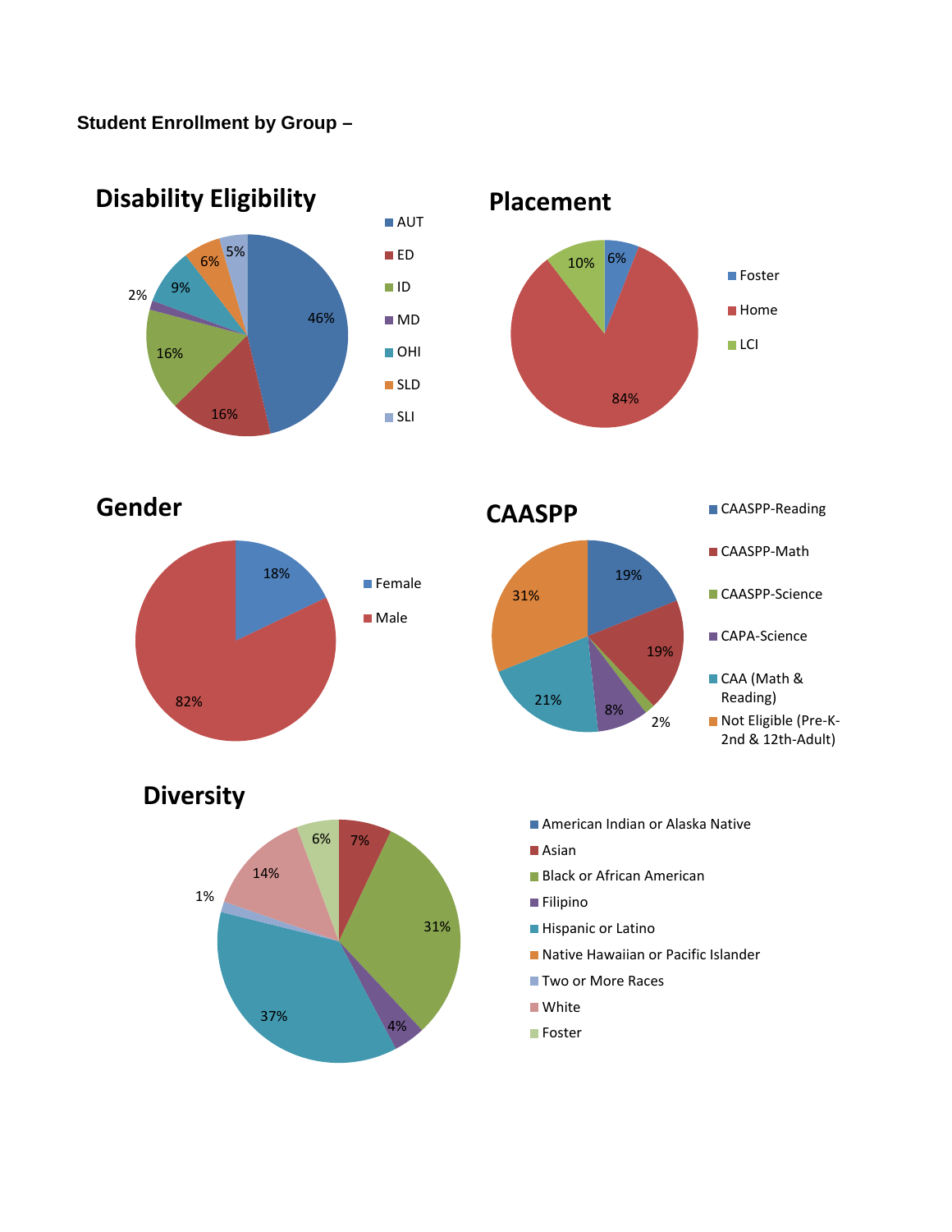**Student Enrollment by Group –**

## Disability Eligibility

| Category | Percentage |
|---|---|
| AUT | 46% |
| ED | 16% |
| ID | 16% |
| MD | 2% |
| OHI | 9% |
| SLD | 6% |
| SLI | 5% |

## Placement

| Category | Percentage |
|---|---|
| Foster | 6% |
| Home | 84% |
| LCI | 10% |

## Gender

| Category | Percentage |
|---|---|
| Female | 18% |
| Male | 82% |

## CAASPP

| Category | Percentage |
|---|---|
| CAASPP-Reading | 19% |
| CAASPP-Math | 19% |
| CAASPP-Science | 2% |
| CAPA-Science | 8% |
| CAA (Math & Reading) | 21% |
| Not Eligible (Pre-K-2nd & 12th-Adult) | 31% |

## Diversity

| Category | Percentage |
|---|---|
| American Indian or Alaska Native | |
| Asian | 7% |
| Black or African American | 31% |
| Filipino | 4% |
| Hispanic or Latino | 37% |
| Native Hawaiian or Pacific Islander | |
| Two or More Races | 1% |
| White | 14% |
| Foster | 6% |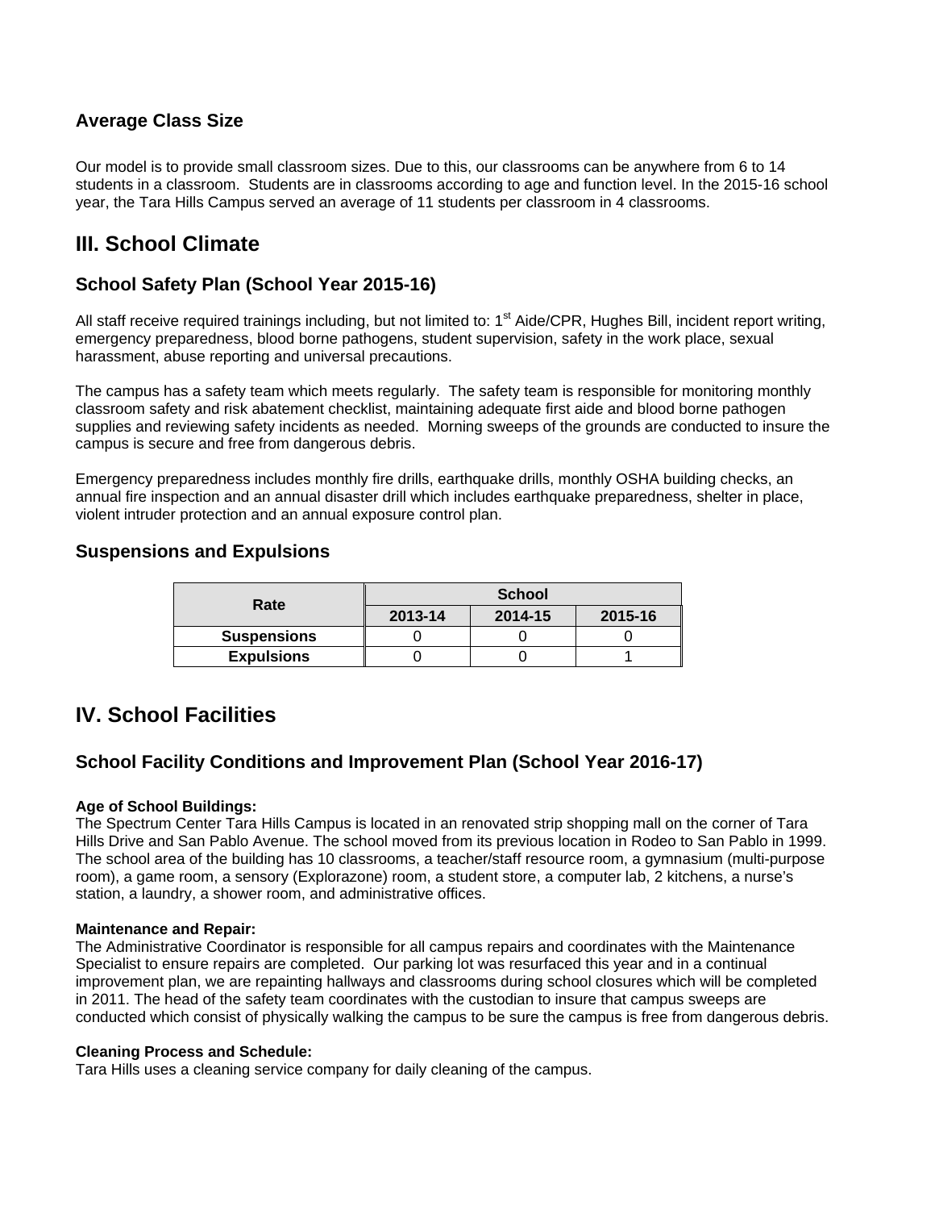### Average Class Size

Our model is to provide small classroom sizes. Due to this, our classrooms can be anywhere from 6 to 14 students in a classroom. Students are in classrooms according to age and function level. In the 2015-16 school year, the Tara Hills Campus served an average of 11 students per classroom in 4 classrooms.

## III. School Climate

### School Safety Plan (School Year 2015-16)

All staff receive required trainings including, but not limited to: 1st Aide/CPR, Hughes Bill, incident report writing, emergency preparedness, blood borne pathogens, student supervision, safety in the work place, sexual harassment, abuse reporting and universal precautions.

The campus has a safety team which meets regularly. The safety team is responsible for monitoring monthly classroom safety and risk abatement checklist, maintaining adequate first aide and blood borne pathogen supplies and reviewing safety incidents as needed. Morning sweeps of the grounds are conducted to insure the campus is secure and free from dangerous debris.

Emergency preparedness includes monthly fire drills, earthquake drills, monthly OSHA building checks, an annual fire inspection and an annual disaster drill which includes earthquake preparedness, shelter in place, violent intruder protection and an annual exposure control plan.

### Suspensions and Expulsions

| Rate | School | | |
|---|---|---|---|
| | 2013-14 | 2014-15 | 2015-16 |
| Suspensions | 0 | 0 | 0 |
| Expulsions | 0 | 0 | 1 |

## IV. School Facilities

### School Facility Conditions and Improvement Plan (School Year 2016-17)

**Age of School Buildings:**
The Spectrum Center Tara Hills Campus is located in an renovated strip shopping mall on the corner of Tara Hills Drive and San Pablo Avenue. The school moved from its previous location in Rodeo to San Pablo in 1999. The school area of the building has 10 classrooms, a teacher/staff resource room, a gymnasium (multi-purpose room), a game room, a sensory (Explorazone) room, a student store, a computer lab, 2 kitchens, a nurse's station, a laundry, a shower room, and administrative offices.

**Maintenance and Repair:**
The Administrative Coordinator is responsible for all campus repairs and coordinates with the Maintenance Specialist to ensure repairs are completed. Our parking lot was resurfaced this year and in a continual improvement plan, we are repainting hallways and classrooms during school closures which will be completed in 2011. The head of the safety team coordinates with the custodian to insure that campus sweeps are conducted which consist of physically walking the campus to be sure the campus is free from dangerous debris.

**Cleaning Process and Schedule:**
Tara Hills uses a cleaning service company for daily cleaning of the campus.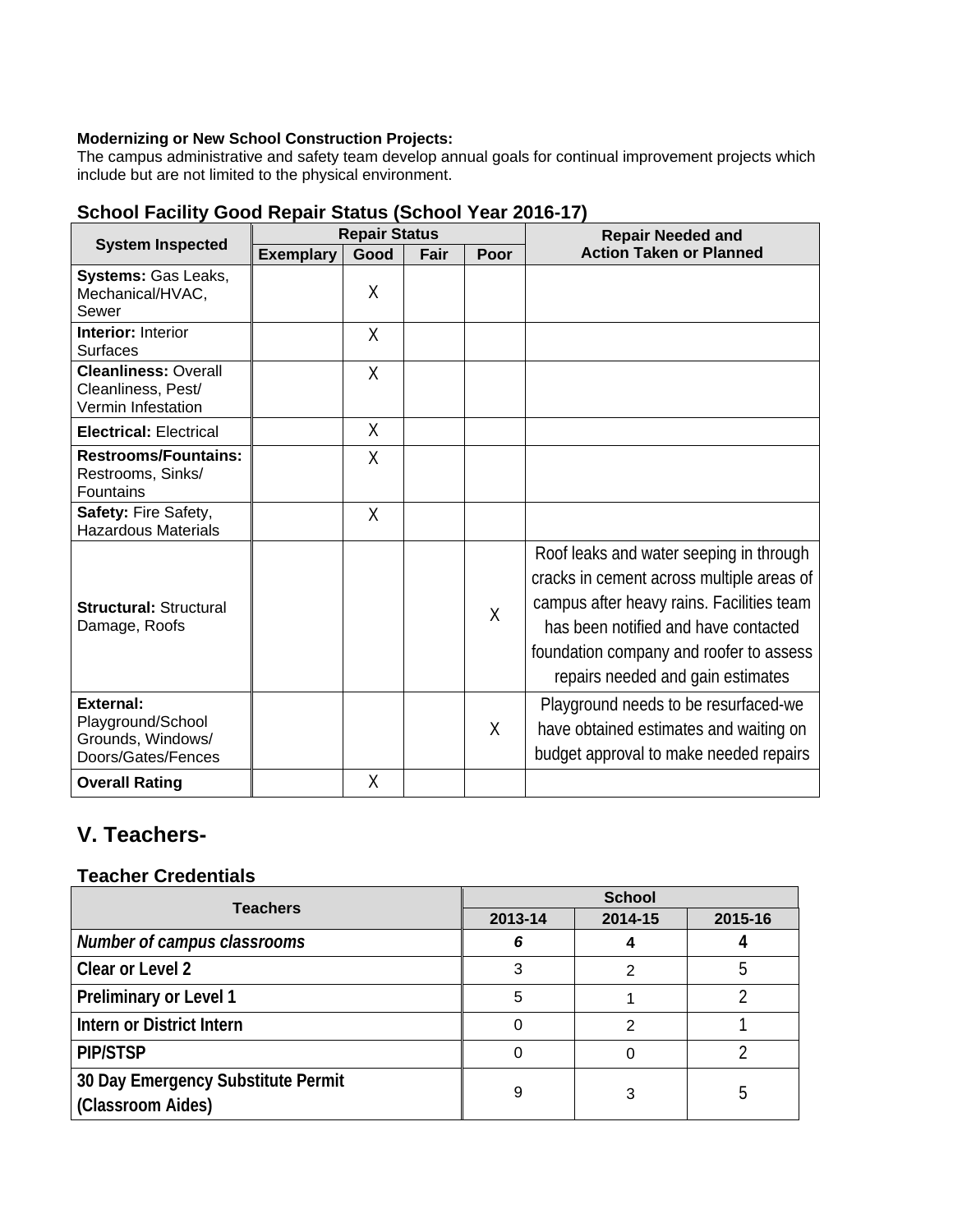**Modernizing or New School Construction Projects:**
The campus administrative and safety team develop annual goals for continual improvement projects which include but are not limited to the physical environment.

### School Facility Good Repair Status (School Year 2016-17)

| System Inspected | Repair Status | | | | Repair Needed and Action Taken or Planned |
|---|---|---|---|---|---|
| | Exemplary | Good | Fair | Poor | |
| **Systems:** Gas Leaks, Mechanical/HVAC, Sewer | | X | | | |
| **Interior:** Interior Surfaces | | X | | | |
| **Cleanliness:** Overall Cleanliness, Pest/ Vermin Infestation | | X | | | |
| **Electrical:** Electrical | | X | | | |
| **Restrooms/Fountains:** Restrooms, Sinks/ Fountains | | X | | | |
| **Safety:** Fire Safety, Hazardous Materials | | X | | | |
| **Structural:** Structural Damage, Roofs | | | | X | Roof leaks and water seeping in through cracks in cement across multiple areas of campus after heavy rains. Facilities team has been notified and have contacted foundation company and roofer to assess repairs needed and gain estimates |
| **External:** Playground/School Grounds, Windows/ Doors/Gates/Fences | | | | X | Playground needs to be resurfaced-we have obtained estimates and waiting on budget approval to make needed repairs |
| **Overall Rating** | | X | | | |

## V. Teachers-

### Teacher Credentials

| Teachers | School | | |
|---|---|---|---|
| | 2013-14 | 2014-15 | 2015-16 |
| ***Number of campus classrooms*** | ***6*** | **4** | **4** |
| **Clear or Level 2** | 3 | 2 | 5 |
| **Preliminary or Level 1** | 5 | 1 | 2 |
| **Intern or District Intern** | 0 | 2 | 1 |
| **PIP/STSP** | 0 | 0 | 2 |
| **30 Day Emergency Substitute Permit (Classroom Aides)** | 9 | 3 | 5 |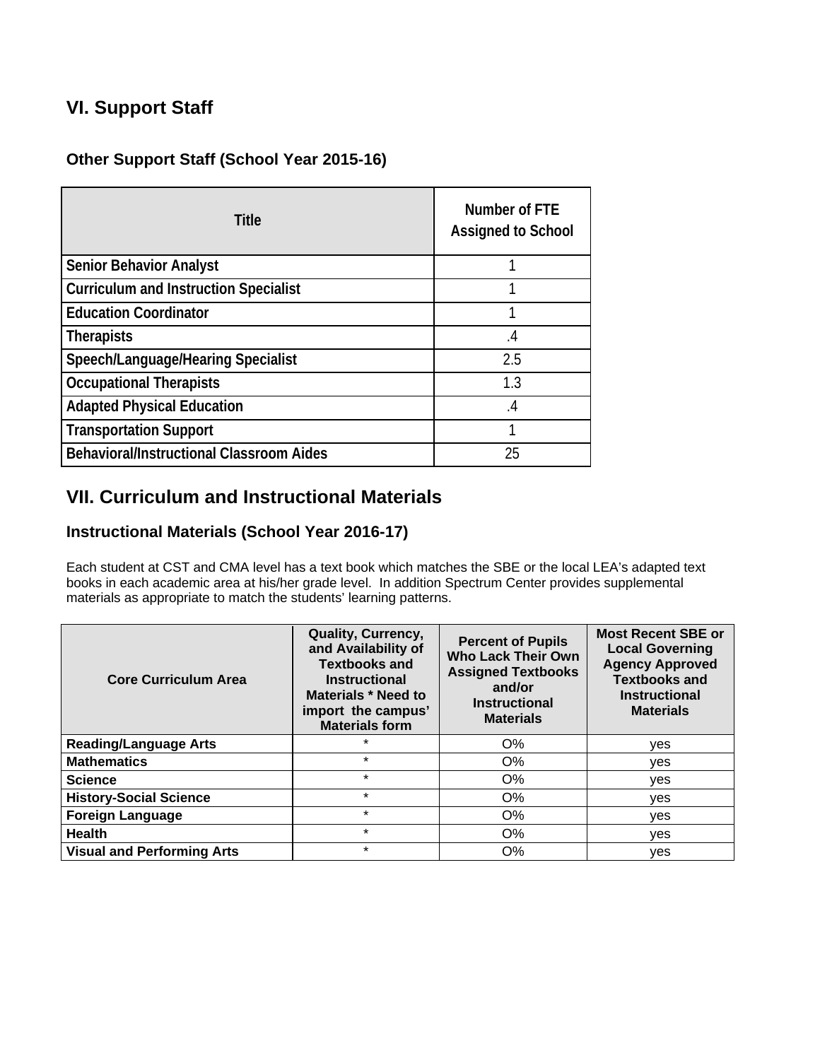## VI. Support Staff

### Other Support Staff (School Year 2015-16)

| Title | Number of FTE Assigned to School |
|---|---|
| Senior Behavior Analyst | 1 |
| Curriculum and Instruction Specialist | 1 |
| Education Coordinator | 1 |
| Therapists | .4 |
| Speech/Language/Hearing Specialist | 2.5 |
| Occupational Therapists | 1.3 |
| Adapted Physical Education | .4 |
| Transportation Support | 1 |
| Behavioral/Instructional Classroom Aides | 25 |

## VII. Curriculum and Instructional Materials

### Instructional Materials (School Year 2016-17)

Each student at CST and CMA level has a text book which matches the SBE or the local LEA's adapted text books in each academic area at his/her grade level. In addition Spectrum Center provides supplemental materials as appropriate to match the students' learning patterns.

| Core Curriculum Area | Quality, Currency, and Availability of Textbooks and Instructional Materials * Need to import the campus' Materials form | Percent of Pupils Who Lack Their Own Assigned Textbooks and/or Instructional Materials | Most Recent SBE or Local Governing Agency Approved Textbooks and Instructional Materials |
|---|---|---|---|
| **Reading/Language Arts** | * | O% | yes |
| **Mathematics** | * | O% | yes |
| **Science** | * | O% | yes |
| **History-Social Science** | * | O% | yes |
| **Foreign Language** | * | O% | yes |
| **Health** | * | O% | yes |
| **Visual and Performing Arts** | * | O% | yes |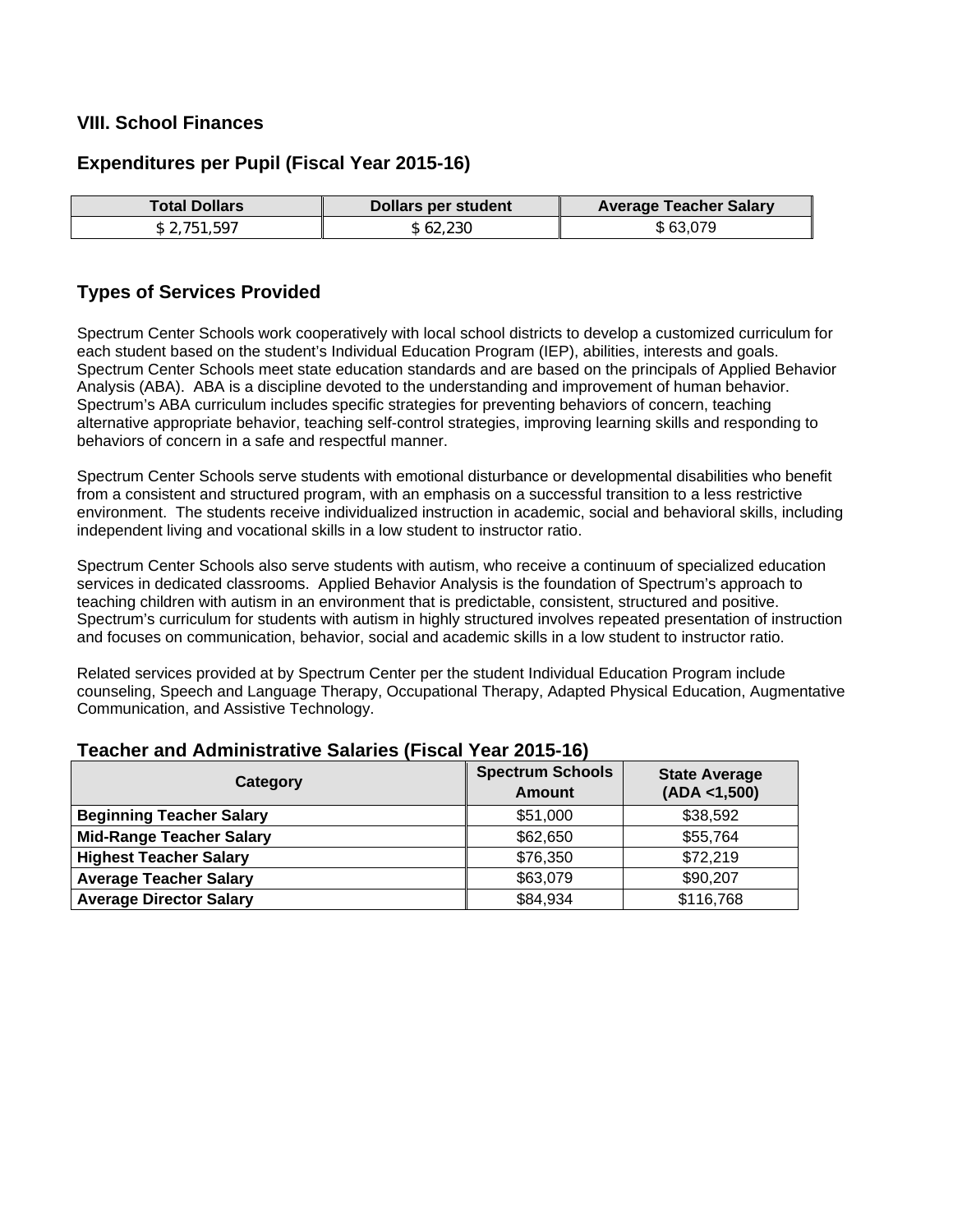## VIII. School Finances

### Expenditures per Pupil (Fiscal Year 2015-16)

| Total Dollars | Dollars per student | Average Teacher Salary |
|---|---|---|
| $ 2,751,597 | $ 62,230 | $ 63,079 |

### Types of Services Provided

Spectrum Center Schools work cooperatively with local school districts to develop a customized curriculum for each student based on the student's Individual Education Program (IEP), abilities, interests and goals. Spectrum Center Schools meet state education standards and are based on the principals of Applied Behavior Analysis (ABA). ABA is a discipline devoted to the understanding and improvement of human behavior. Spectrum's ABA curriculum includes specific strategies for preventing behaviors of concern, teaching alternative appropriate behavior, teaching self-control strategies, improving learning skills and responding to behaviors of concern in a safe and respectful manner.

Spectrum Center Schools serve students with emotional disturbance or developmental disabilities who benefit from a consistent and structured program, with an emphasis on a successful transition to a less restrictive environment. The students receive individualized instruction in academic, social and behavioral skills, including independent living and vocational skills in a low student to instructor ratio.

Spectrum Center Schools also serve students with autism, who receive a continuum of specialized education services in dedicated classrooms. Applied Behavior Analysis is the foundation of Spectrum's approach to teaching children with autism in an environment that is predictable, consistent, structured and positive. Spectrum's curriculum for students with autism in highly structured involves repeated presentation of instruction and focuses on communication, behavior, social and academic skills in a low student to instructor ratio.

Related services provided at by Spectrum Center per the student Individual Education Program include counseling, Speech and Language Therapy, Occupational Therapy, Adapted Physical Education, Augmentative Communication, and Assistive Technology.

### Teacher and Administrative Salaries (Fiscal Year 2015-16)

| Category | Spectrum Schools Amount | State Average (ADA <1,500) |
|---|---|---|
| **Beginning Teacher Salary** | $51,000 | $38,592 |
| **Mid-Range Teacher Salary** | $62,650 | $55,764 |
| **Highest Teacher Salary** | $76,350 | $72,219 |
| **Average Teacher Salary** | $63,079 | $90,207 |
| **Average Director Salary** | $84,934 | $116,768 |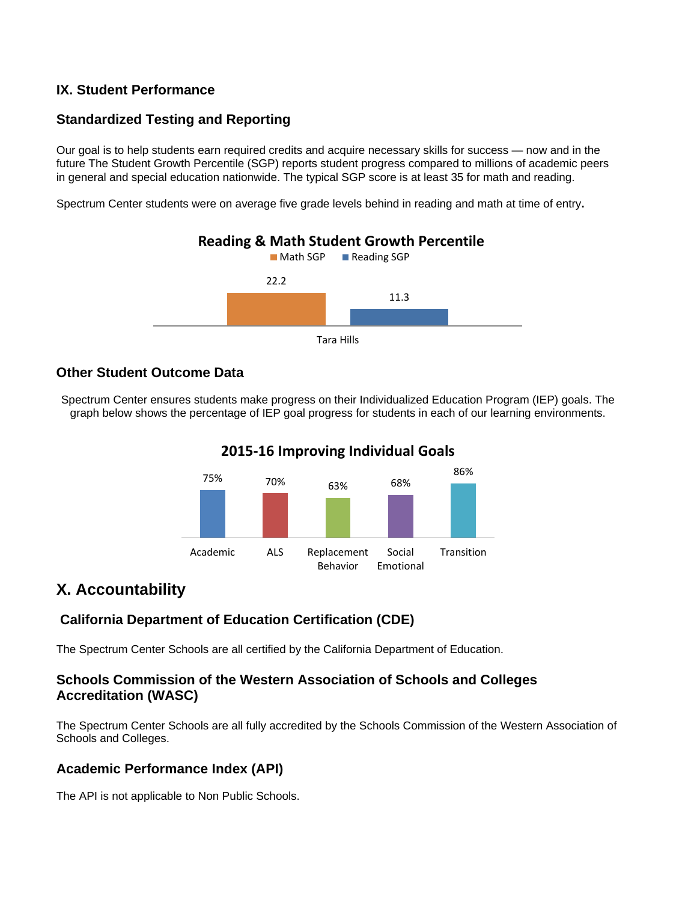## IX. Student Performance

### Standardized Testing and Reporting

Our goal is to help students earn required credits and acquire necessary skills for success — now and in the future The Student Growth Percentile (SGP) reports student progress compared to millions of academic peers in general and special education nationwide. The typical SGP score is at least 35 for math and reading.

Spectrum Center students were on average five grade levels behind in reading and math at time of entry**.**

**Reading & Math Student Growth Percentile**

|  | Math SGP | Reading SGP |
| --- | --- | --- |
| Tara Hills | 22.2 | 11.3 |

### Other Student Outcome Data

Spectrum Center ensures students make progress on their Individualized Education Program (IEP) goals. The graph below shows the percentage of IEP goal progress for students in each of our learning environments.

**2015-16 Improving Individual Goals**

| Academic | ALS | Replacement Behavior | Social Emotional | Transition |
| --- | --- | --- | --- | --- |
| 75% | 70% | 63% | 68% | 86% |

## X. Accountability

### California Department of Education Certification (CDE)

The Spectrum Center Schools are all certified by the California Department of Education.

### Schools Commission of the Western Association of Schools and Colleges Accreditation (WASC)

The Spectrum Center Schools are all fully accredited by the Schools Commission of the Western Association of Schools and Colleges.

### Academic Performance Index (API)

The API is not applicable to Non Public Schools.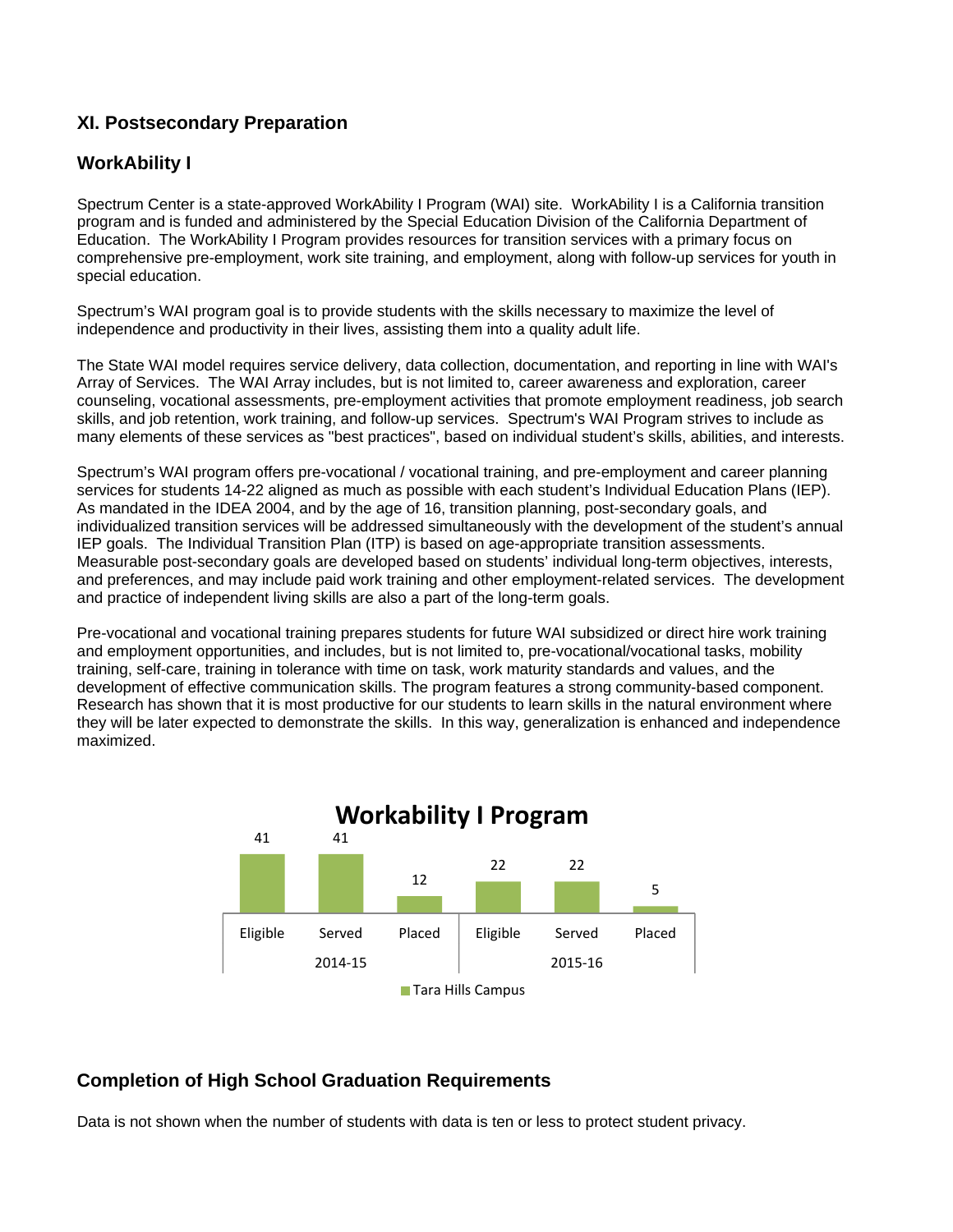## XI. Postsecondary Preparation

### WorkAbility I

Spectrum Center is a state-approved WorkAbility I Program (WAI) site. WorkAbility I is a California transition program and is funded and administered by the Special Education Division of the California Department of Education. The WorkAbility I Program provides resources for transition services with a primary focus on comprehensive pre-employment, work site training, and employment, along with follow-up services for youth in special education.

Spectrum's WAI program goal is to provide students with the skills necessary to maximize the level of independence and productivity in their lives, assisting them into a quality adult life.

The State WAI model requires service delivery, data collection, documentation, and reporting in line with WAI's Array of Services. The WAI Array includes, but is not limited to, career awareness and exploration, career counseling, vocational assessments, pre-employment activities that promote employment readiness, job search skills, and job retention, work training, and follow-up services. Spectrum's WAI Program strives to include as many elements of these services as "best practices", based on individual student's skills, abilities, and interests.

Spectrum's WAI program offers pre-vocational / vocational training, and pre-employment and career planning services for students 14-22 aligned as much as possible with each student's Individual Education Plans (IEP). As mandated in the IDEA 2004, and by the age of 16, transition planning, post-secondary goals, and individualized transition services will be addressed simultaneously with the development of the student's annual IEP goals. The Individual Transition Plan (ITP) is based on age-appropriate transition assessments. Measurable post-secondary goals are developed based on students' individual long-term objectives, interests, and preferences, and may include paid work training and other employment-related services. The development and practice of independent living skills are also a part of the long-term goals.

Pre-vocational and vocational training prepares students for future WAI subsidized or direct hire work training and employment opportunities, and includes, but is not limited to, pre-vocational/vocational tasks, mobility training, self-care, training in tolerance with time on task, work maturity standards and values, and the development of effective communication skills. The program features a strong community-based component. Research has shown that it is most productive for our students to learn skills in the natural environment where they will be later expected to demonstrate the skills. In this way, generalization is enhanced and independence maximized.

**Workability I Program**

| | 2014-15 | | | 2015-16 | | |
|---|---|---|---|---|---|---|
| | Eligible | Served | Placed | Eligible | Served | Placed |
| Tara Hills Campus | 41 | 41 | 12 | 22 | 22 | 5 |

### Completion of High School Graduation Requirements

Data is not shown when the number of students with data is ten or less to protect student privacy.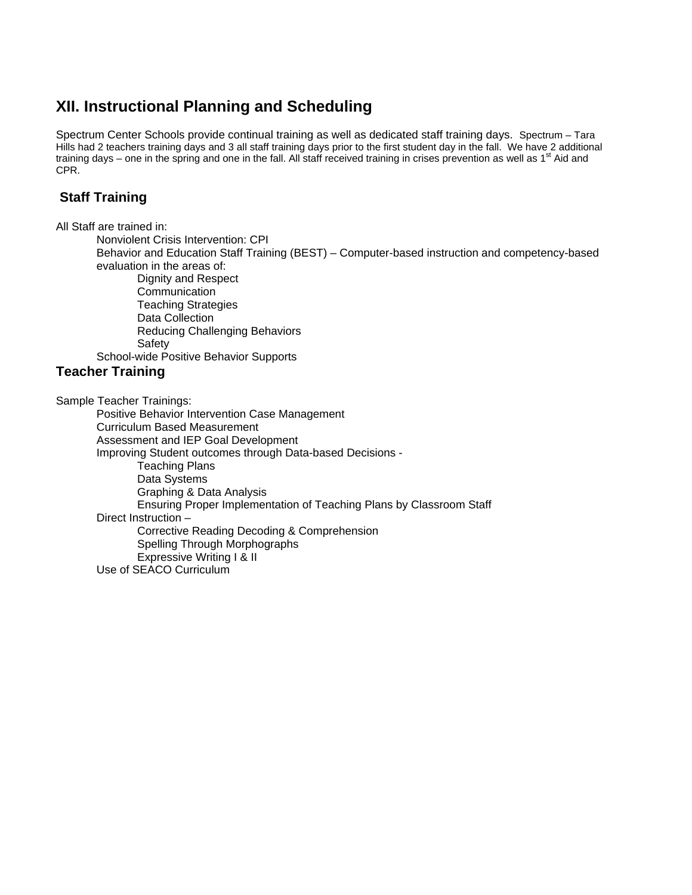## XII. Instructional Planning and Scheduling

Spectrum Center Schools provide continual training as well as dedicated staff training days. Spectrum – Tara Hills had 2 teachers training days and 3 all staff training days prior to the first student day in the fall. We have 2 additional training days – one in the spring and one in the fall. All staff received training in crises prevention as well as 1st Aid and CPR.

### Staff Training

All Staff are trained in:

- Nonviolent Crisis Intervention: CPI
- Behavior and Education Staff Training (BEST) – Computer-based instruction and competency-based evaluation in the areas of:
  - Dignity and Respect
  - Communication
  - Teaching Strategies
  - Data Collection
  - Reducing Challenging Behaviors
  - Safety
- School-wide Positive Behavior Supports

### Teacher Training

Sample Teacher Trainings:

- Positive Behavior Intervention Case Management
- Curriculum Based Measurement
- Assessment and IEP Goal Development
- Improving Student outcomes through Data-based Decisions -
  - Teaching Plans
  - Data Systems
  - Graphing & Data Analysis
  - Ensuring Proper Implementation of Teaching Plans by Classroom Staff
- Direct Instruction –
  - Corrective Reading Decoding & Comprehension
  - Spelling Through Morphographs
  - Expressive Writing I & II
- Use of SEACO Curriculum